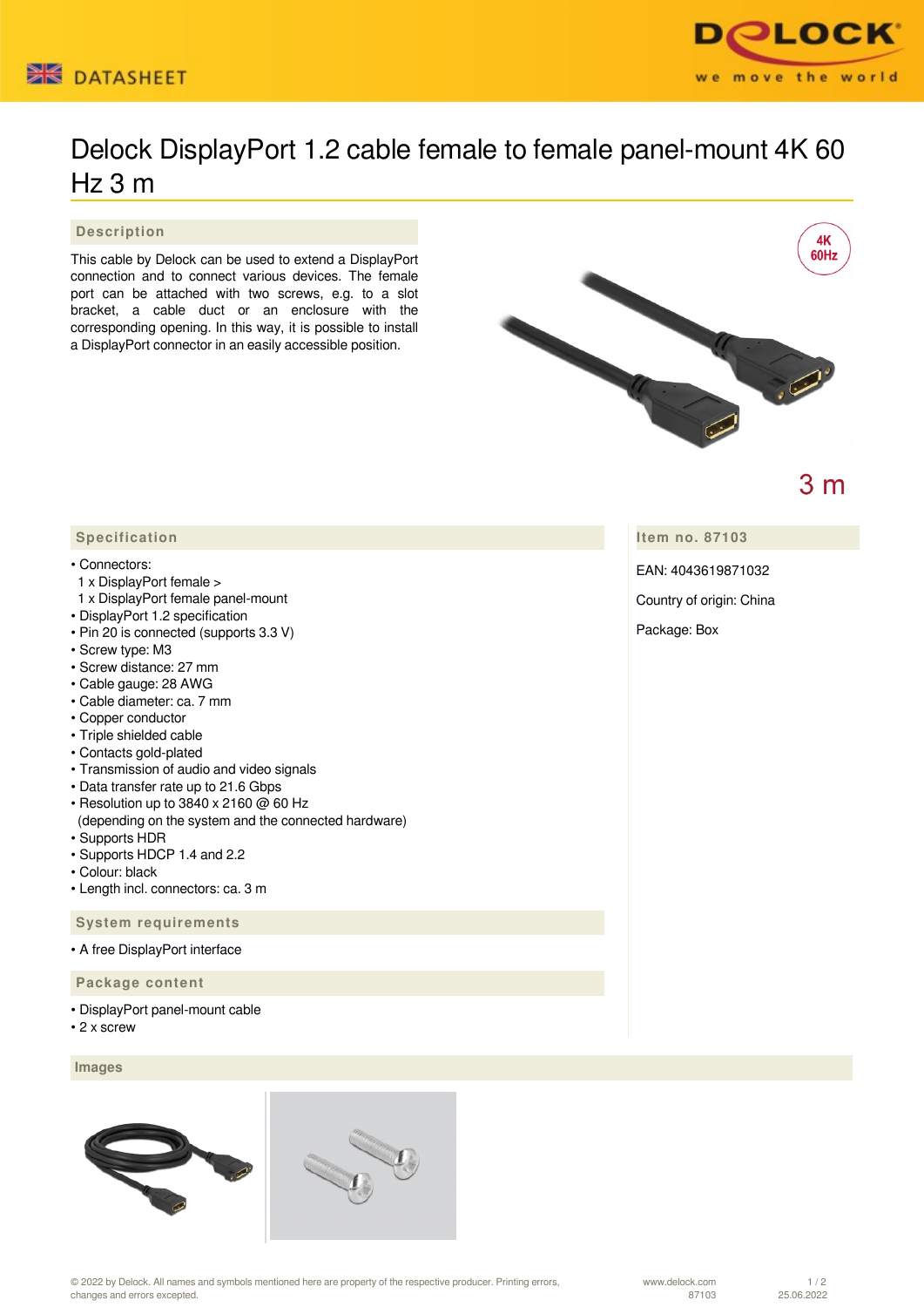DATASHEET

# Delock DisplayPort 1.2 cable female to female panel-mount 4K 60 Hz 3 m

## Description

This cable by Delock can be used to extend a DisplayPort connection and to connect various devices. The female port can be attached with two screws, e.g. to a slot bracket, a cable duct or an enclosure with the corresponding opening. In this way, it is possible to install a DisplayPort connector in an easily accessible position.

4K 60Hz

3 m

## Specification

- Connectors:
  1 x DisplayPort female >
  1 x DisplayPort female panel-mount
- DisplayPort 1.2 specification
- Pin 20 is connected (supports 3.3 V)
- Screw type: M3
- Screw distance: 27 mm
- Cable gauge: 28 AWG
- Cable diameter: ca. 7 mm
- Copper conductor
- Triple shielded cable
- Contacts gold-plated
- Transmission of audio and video signals
- Data transfer rate up to 21.6 Gbps
- Resolution up to 3840 x 2160 @ 60 Hz
  (depending on the system and the connected hardware)
- Supports HDR
- Supports HDCP 1.4 and 2.2
- Colour: black
- Length incl. connectors: ca. 3 m

## Item no. 87103

EAN: 4043619871032

Country of origin: China

Package: Box

## System requirements

- A free DisplayPort interface

## Package content

- DisplayPort panel-mount cable
- 2 x screw

## Images

© 2022 by Delock. All names and symbols mentioned here are property of the respective producer. Printing errors, changes and errors excepted.

www.delock.com 87103 25.06.2022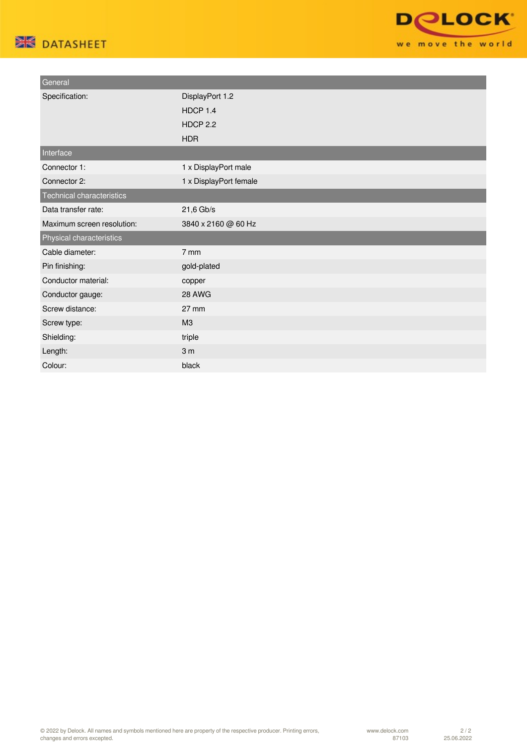| | |
|---|---|
| **General** | |
| Specification: | DisplayPort 1.2<br>HDCP 1.4<br>HDCP 2.2<br>HDR |
| **Interface** | |
| Connector 1: | 1 x DisplayPort male |
| Connector 2: | 1 x DisplayPort female |
| **Technical characteristics** | |
| Data transfer rate: | 21,6 Gb/s |
| Maximum screen resolution: | 3840 x 2160 @ 60 Hz |
| **Physical characteristics** | |
| Cable diameter: | 7 mm |
| Pin finishing: | gold-plated |
| Conductor material: | copper |
| Conductor gauge: | 28 AWG |
| Screw distance: | 27 mm |
| Screw type: | M3 |
| Shielding: | triple |
| Length: | 3 m |
| Colour: | black |

© 2022 by Delock. All names and symbols mentioned here are property of the respective producer. Printing errors, changes and errors excepted.

www.delock.com
87103
25.06.2022